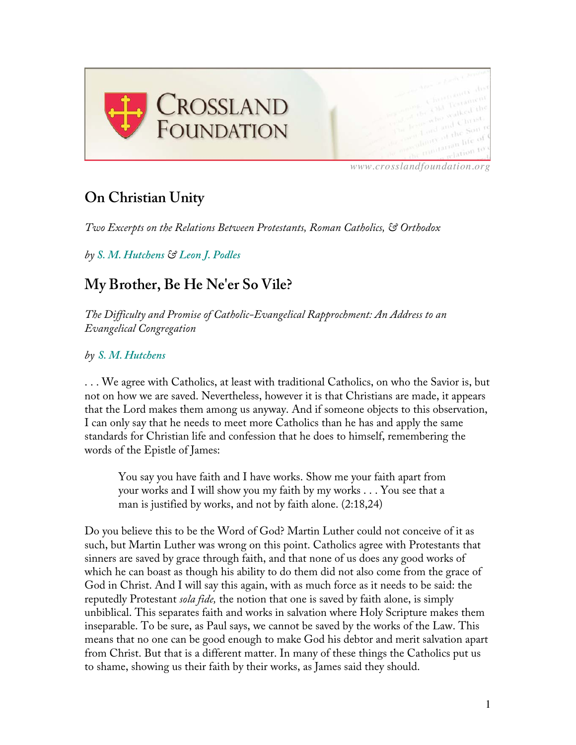# On Christian Unity

*Two Excerpts on the Relations Between Protestants, Roman Catholics, & Orthodox*

*by S. M. Hutchens & Leon J. Podles*

## My Brother, Be He Ne'er So Vile?

*The Difficulty and Promise of Catholic-Evangelical Rapprochment: An Address to an Evangelical Congregation*

*by S. M. Hutchens*

. . . We agree with Catholics, at least with traditional Catholics, on who the Savior is, but not on how we are saved. Nevertheless, however it is that Christians are made, it appears that the Lord makes them among us anyway. And if someone objects to this observation, I can only say that he needs to meet more Catholics than he has and apply the same standards for Christian life and confession that he does to himself, remembering the words of the Epistle of James:

> You say you have faith and I have works. Show me your faith apart from your works and I will show you my faith by my works . . . You see that a man is justified by works, and not by faith alone. (2:18,24)

Do you believe this to be the Word of God? Martin Luther could not conceive of it as such, but Martin Luther was wrong on this point. Catholics agree with Protestants that sinners are saved by grace through faith, and that none of us does any good works of which he can boast as though his ability to do them did not also come from the grace of God in Christ. And I will say this again, with as much force as it needs to be said: the reputedly Protestant *sola fide,* the notion that one is saved by faith alone, is simply unbiblical. This separates faith and works in salvation where Holy Scripture makes them inseparable. To be sure, as Paul says, we cannot be saved by the works of the Law. This means that no one can be good enough to make God his debtor and merit salvation apart from Christ. But that is a different matter. In many of these things the Catholics put us to shame, showing us their faith by their works, as James said they should.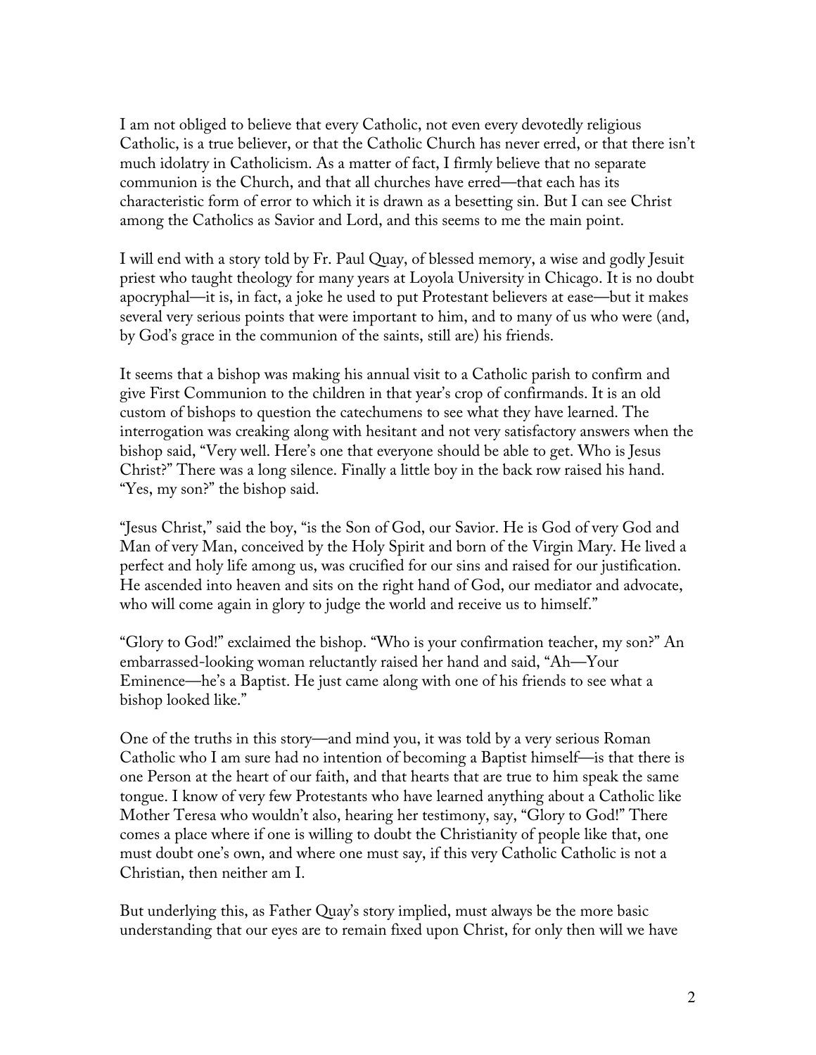I am not obliged to believe that every Catholic, not even every devotedly religious Catholic, is a true believer, or that the Catholic Church has never erred, or that there isn't much idolatry in Catholicism. As a matter of fact, I firmly believe that no separate communion is the Church, and that all churches have erred—that each has its characteristic form of error to which it is drawn as a besetting sin. But I can see Christ among the Catholics as Savior and Lord, and this seems to me the main point.

I will end with a story told by Fr. Paul Quay, of blessed memory, a wise and godly Jesuit priest who taught theology for many years at Loyola University in Chicago. It is no doubt apocryphal—it is, in fact, a joke he used to put Protestant believers at ease—but it makes several very serious points that were important to him, and to many of us who were (and, by God's grace in the communion of the saints, still are) his friends.

It seems that a bishop was making his annual visit to a Catholic parish to confirm and give First Communion to the children in that year's crop of confirmands. It is an old custom of bishops to question the catechumens to see what they have learned. The interrogation was creaking along with hesitant and not very satisfactory answers when the bishop said, "Very well. Here's one that everyone should be able to get. Who is Jesus Christ?" There was a long silence. Finally a little boy in the back row raised his hand. "Yes, my son?" the bishop said.

"Jesus Christ," said the boy, "is the Son of God, our Savior. He is God of very God and Man of very Man, conceived by the Holy Spirit and born of the Virgin Mary. He lived a perfect and holy life among us, was crucified for our sins and raised for our justification. He ascended into heaven and sits on the right hand of God, our mediator and advocate, who will come again in glory to judge the world and receive us to himself."

"Glory to God!" exclaimed the bishop. "Who is your confirmation teacher, my son?" An embarrassed-looking woman reluctantly raised her hand and said, "Ah—Your Eminence—he's a Baptist. He just came along with one of his friends to see what a bishop looked like."

One of the truths in this story—and mind you, it was told by a very serious Roman Catholic who I am sure had no intention of becoming a Baptist himself—is that there is one Person at the heart of our faith, and that hearts that are true to him speak the same tongue. I know of very few Protestants who have learned anything about a Catholic like Mother Teresa who wouldn't also, hearing her testimony, say, "Glory to God!" There comes a place where if one is willing to doubt the Christianity of people like that, one must doubt one's own, and where one must say, if this very Catholic Catholic is not a Christian, then neither am I.

But underlying this, as Father Quay's story implied, must always be the more basic understanding that our eyes are to remain fixed upon Christ, for only then will we have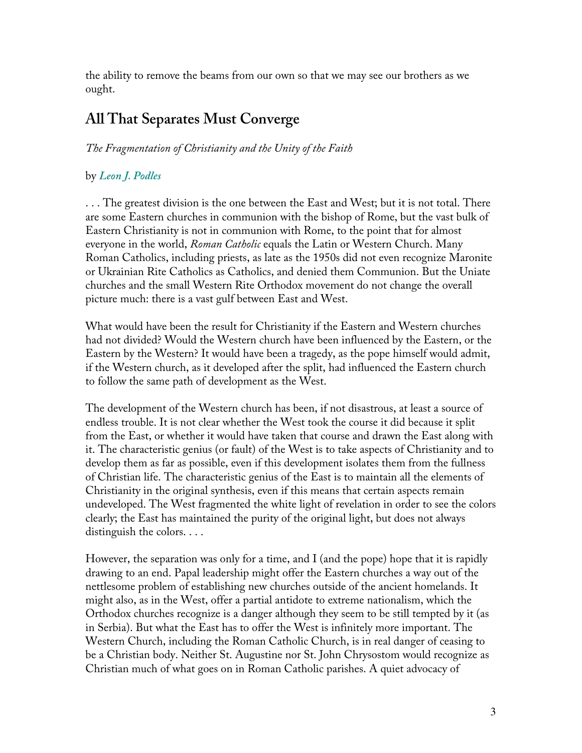the ability to remove the beams from our own so that we may see our brothers as we ought.

## All That Separates Must Converge

*The Fragmentation of Christianity and the Unity of the Faith*

by ***Leon J. Podles***

. . . The greatest division is the one between the East and West; but it is not total. There are some Eastern churches in communion with the bishop of Rome, but the vast bulk of Eastern Christianity is not in communion with Rome, to the point that for almost everyone in the world, *Roman Catholic* equals the Latin or Western Church. Many Roman Catholics, including priests, as late as the 1950s did not even recognize Maronite or Ukrainian Rite Catholics as Catholics, and denied them Communion. But the Uniate churches and the small Western Rite Orthodox movement do not change the overall picture much: there is a vast gulf between East and West.

What would have been the result for Christianity if the Eastern and Western churches had not divided? Would the Western church have been influenced by the Eastern, or the Eastern by the Western? It would have been a tragedy, as the pope himself would admit, if the Western church, as it developed after the split, had influenced the Eastern church to follow the same path of development as the West.

The development of the Western church has been, if not disastrous, at least a source of endless trouble. It is not clear whether the West took the course it did because it split from the East, or whether it would have taken that course and drawn the East along with it. The characteristic genius (or fault) of the West is to take aspects of Christianity and to develop them as far as possible, even if this development isolates them from the fullness of Christian life. The characteristic genius of the East is to maintain all the elements of Christianity in the original synthesis, even if this means that certain aspects remain undeveloped. The West fragmented the white light of revelation in order to see the colors clearly; the East has maintained the purity of the original light, but does not always distinguish the colors. . . .

However, the separation was only for a time, and I (and the pope) hope that it is rapidly drawing to an end. Papal leadership might offer the Eastern churches a way out of the nettlesome problem of establishing new churches outside of the ancient homelands. It might also, as in the West, offer a partial antidote to extreme nationalism, which the Orthodox churches recognize is a danger although they seem to be still tempted by it (as in Serbia). But what the East has to offer the West is infinitely more important. The Western Church, including the Roman Catholic Church, is in real danger of ceasing to be a Christian body. Neither St. Augustine nor St. John Chrysostom would recognize as Christian much of what goes on in Roman Catholic parishes. A quiet advocacy of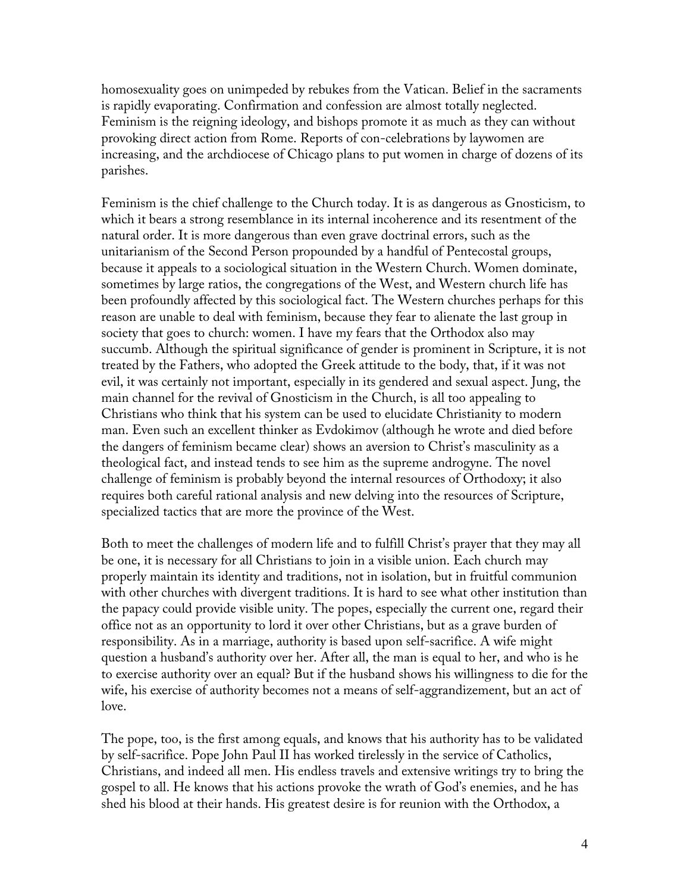homosexuality goes on unimpeded by rebukes from the Vatican. Belief in the sacraments is rapidly evaporating. Confirmation and confession are almost totally neglected. Feminism is the reigning ideology, and bishops promote it as much as they can without provoking direct action from Rome. Reports of con-celebrations by laywomen are increasing, and the archdiocese of Chicago plans to put women in charge of dozens of its parishes.

Feminism is the chief challenge to the Church today. It is as dangerous as Gnosticism, to which it bears a strong resemblance in its internal incoherence and its resentment of the natural order. It is more dangerous than even grave doctrinal errors, such as the unitarianism of the Second Person propounded by a handful of Pentecostal groups, because it appeals to a sociological situation in the Western Church. Women dominate, sometimes by large ratios, the congregations of the West, and Western church life has been profoundly affected by this sociological fact. The Western churches perhaps for this reason are unable to deal with feminism, because they fear to alienate the last group in society that goes to church: women. I have my fears that the Orthodox also may succumb. Although the spiritual significance of gender is prominent in Scripture, it is not treated by the Fathers, who adopted the Greek attitude to the body, that, if it was not evil, it was certainly not important, especially in its gendered and sexual aspect. Jung, the main channel for the revival of Gnosticism in the Church, is all too appealing to Christians who think that his system can be used to elucidate Christianity to modern man. Even such an excellent thinker as Evdokimov (although he wrote and died before the dangers of feminism became clear) shows an aversion to Christ's masculinity as a theological fact, and instead tends to see him as the supreme androgyne. The novel challenge of feminism is probably beyond the internal resources of Orthodoxy; it also requires both careful rational analysis and new delving into the resources of Scripture, specialized tactics that are more the province of the West.

Both to meet the challenges of modern life and to fulfill Christ's prayer that they may all be one, it is necessary for all Christians to join in a visible union. Each church may properly maintain its identity and traditions, not in isolation, but in fruitful communion with other churches with divergent traditions. It is hard to see what other institution than the papacy could provide visible unity. The popes, especially the current one, regard their office not as an opportunity to lord it over other Christians, but as a grave burden of responsibility. As in a marriage, authority is based upon self-sacrifice. A wife might question a husband's authority over her. After all, the man is equal to her, and who is he to exercise authority over an equal? But if the husband shows his willingness to die for the wife, his exercise of authority becomes not a means of self-aggrandizement, but an act of love.

The pope, too, is the first among equals, and knows that his authority has to be validated by self-sacrifice. Pope John Paul II has worked tirelessly in the service of Catholics, Christians, and indeed all men. His endless travels and extensive writings try to bring the gospel to all. He knows that his actions provoke the wrath of God's enemies, and he has shed his blood at their hands. His greatest desire is for reunion with the Orthodox, a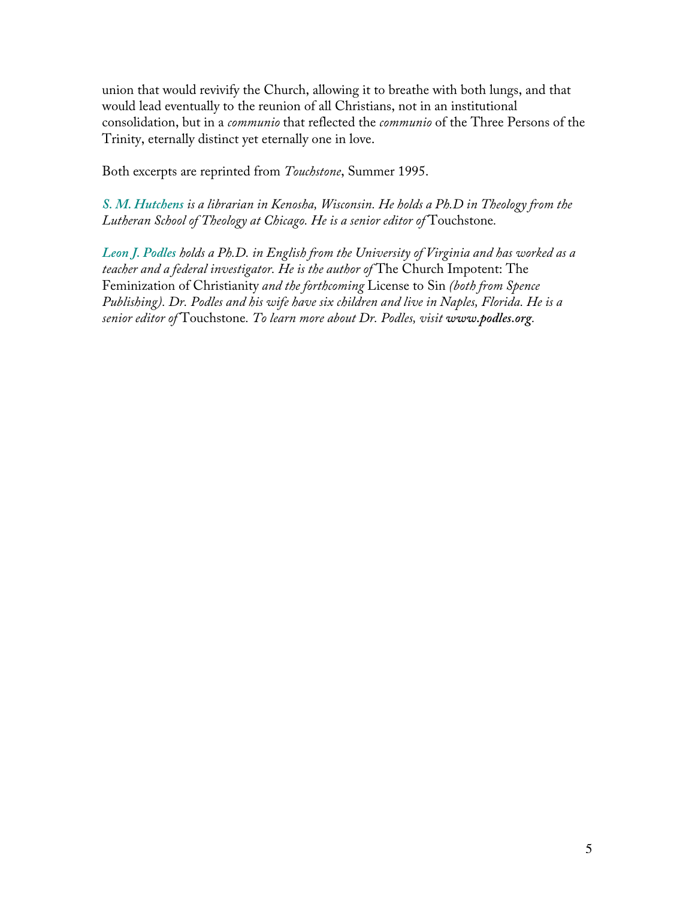union that would revivify the Church, allowing it to breathe with both lungs, and that would lead eventually to the reunion of all Christians, not in an institutional consolidation, but in a *communio* that reflected the *communio* of the Three Persons of the Trinity, eternally distinct yet eternally one in love.

Both excerpts are reprinted from *Touchstone*, Summer 1995.

***S. M. Hutchens*** *is a librarian in Kenosha, Wisconsin. He holds a Ph.D in Theology from the Lutheran School of Theology at Chicago. He is a senior editor of* Touchstone*.*

***Leon J. Podles*** *holds a Ph.D. in English from the University of Virginia and has worked as a teacher and a federal investigator. He is the author of* The Church Impotent: The Feminization of Christianity *and the forthcoming* License to Sin *(both from Spence Publishing). Dr. Podles and his wife have six children and live in Naples, Florida. He is a senior editor of* Touchstone*. To learn more about Dr. Podles, visit* ***www.podles.org****.*